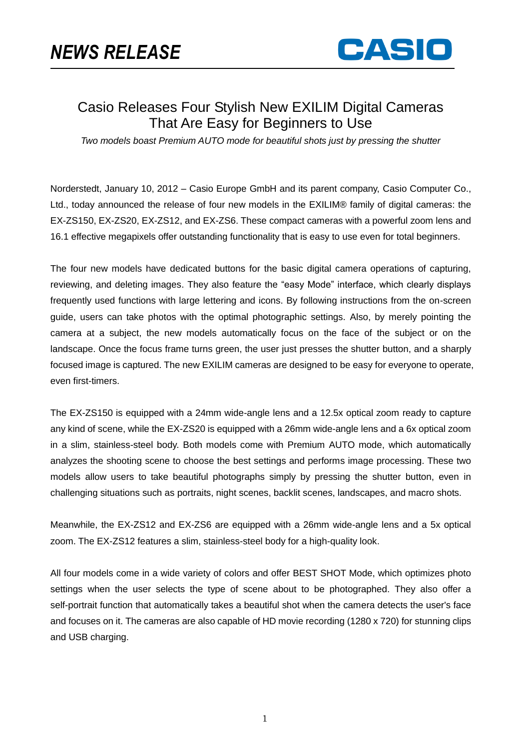NEWS RELEASE

CASIO

# Casio Releases Four Stylish New EXILIM Digital Cameras That Are Easy for Beginners to Use

*Two models boast Premium AUTO mode for beautiful shots just by pressing the shutter*

Norderstedt, January 10, 2012 – Casio Europe GmbH and its parent company, Casio Computer Co., Ltd., today announced the release of four new models in the EXILIM® family of digital cameras: the EX-ZS150, EX-ZS20, EX-ZS12, and EX-ZS6. These compact cameras with a powerful zoom lens and 16.1 effective megapixels offer outstanding functionality that is easy to use even for total beginners.

The four new models have dedicated buttons for the basic digital camera operations of capturing, reviewing, and deleting images. They also feature the "easy Mode" interface, which clearly displays frequently used functions with large lettering and icons. By following instructions from the on-screen guide, users can take photos with the optimal photographic settings. Also, by merely pointing the camera at a subject, the new models automatically focus on the face of the subject or on the landscape. Once the focus frame turns green, the user just presses the shutter button, and a sharply focused image is captured. The new EXILIM cameras are designed to be easy for everyone to operate, even first-timers.

The EX-ZS150 is equipped with a 24mm wide-angle lens and a 12.5x optical zoom ready to capture any kind of scene, while the EX-ZS20 is equipped with a 26mm wide-angle lens and a 6x optical zoom in a slim, stainless-steel body. Both models come with Premium AUTO mode, which automatically analyzes the shooting scene to choose the best settings and performs image processing. These two models allow users to take beautiful photographs simply by pressing the shutter button, even in challenging situations such as portraits, night scenes, backlit scenes, landscapes, and macro shots.

Meanwhile, the EX-ZS12 and EX-ZS6 are equipped with a 26mm wide-angle lens and a 5x optical zoom. The EX-ZS12 features a slim, stainless-steel body for a high-quality look.

All four models come in a wide variety of colors and offer BEST SHOT Mode, which optimizes photo settings when the user selects the type of scene about to be photographed. They also offer a self-portrait function that automatically takes a beautiful shot when the camera detects the user's face and focuses on it. The cameras are also capable of HD movie recording (1280 x 720) for stunning clips and USB charging.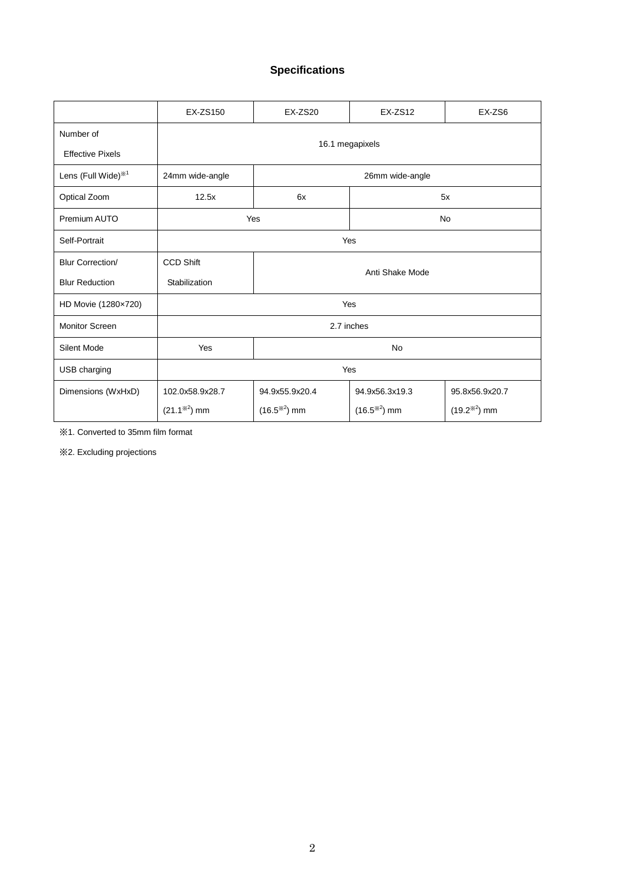## Specifications

| | EX-ZS150 | EX-ZS20 | EX-ZS12 | EX-ZS6 |
|---|---|---|---|---|
| Number of Effective Pixels | 16.1 megapixels | | | |
| Lens (Full Wide)※1 | 24mm wide-angle | 26mm wide-angle | | |
| Optical Zoom | 12.5x | 6x | 5x | |
| Premium AUTO | Yes | | No | |
| Self-Portrait | Yes | | | |
| Blur Correction/ Blur Reduction | CCD Shift Stabilization | Anti Shake Mode | | |
| HD Movie (1280×720) | Yes | | | |
| Monitor Screen | 2.7 inches | | | |
| Silent Mode | Yes | No | | |
| USB charging | Yes | | | |
| Dimensions (WxHxD) | 102.0x58.9x28.7 (21.1※2) mm | 94.9x55.9x20.4 (16.5※2) mm | 94.9x56.3x19.3 (16.5※2) mm | 95.8x56.9x20.7 (19.2※2) mm |

※1. Converted to 35mm film format

※2. Excluding projections